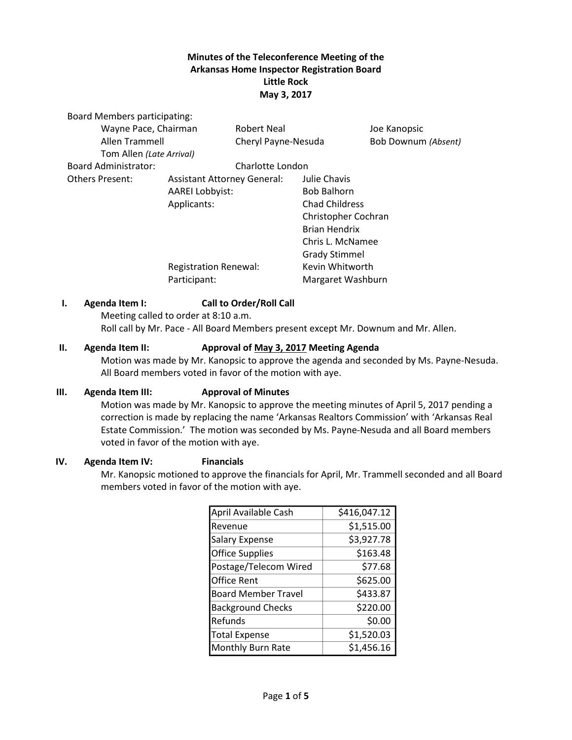**Minutes of the Teleconference Meeting of the**
**Arkansas Home Inspector Registration Board**
**Little Rock**
**May 3, 2017**

Board Members participating:

| | | |
|---|---|---|
| Wayne Pace, Chairman | Robert Neal | Joe Kanopsic |
| Allen Trammell | Cheryl Payne-Nesuda | Bob Downum *(Absent)* |
| Tom Allen *(Late Arrival)* | | |

Board Administrator: Charlotte London

Others Present:

| | |
|---|---|
| Assistant Attorney General: | Julie Chavis |
| AAREI Lobbyist: | Bob Balhorn |
| Applicants: | Chad Childress |
| | Christopher Cochran |
| | Brian Hendrix |
| | Chris L. McNamee |
| | Grady Stimmel |
| Registration Renewal: | Kevin Whitworth |
| Participant: | Margaret Washburn |

**I. Agenda Item I: Call to Order/Roll Call**

Meeting called to order at 8:10 a.m.
Roll call by Mr. Pace - All Board Members present except Mr. Downum and Mr. Allen.

**II. Agenda Item II: Approval of <u>May 3, 2017</u> Meeting Agenda**

Motion was made by Mr. Kanopsic to approve the agenda and seconded by Ms. Payne-Nesuda. All Board members voted in favor of the motion with aye.

**III. Agenda Item III: Approval of Minutes**

Motion was made by Mr. Kanopsic to approve the meeting minutes of April 5, 2017 pending a correction is made by replacing the name 'Arkansas Realtors Commission' with 'Arkansas Real Estate Commission.' The motion was seconded by Ms. Payne-Nesuda and all Board members voted in favor of the motion with aye.

**IV. Agenda Item IV: Financials**

Mr. Kanopsic motioned to approve the financials for April, Mr. Trammell seconded and all Board members voted in favor of the motion with aye.

| | |
|---|---|
| April Available Cash | $416,047.12 |
| Revenue | $1,515.00 |
| Salary Expense | $3,927.78 |
| Office Supplies | $163.48 |
| Postage/Telecom Wired | $77.68 |
| Office Rent | $625.00 |
| Board Member Travel | $433.87 |
| Background Checks | $220.00 |
| Refunds | $0.00 |
| Total Expense | $1,520.03 |
| Monthly Burn Rate | $1,456.16 |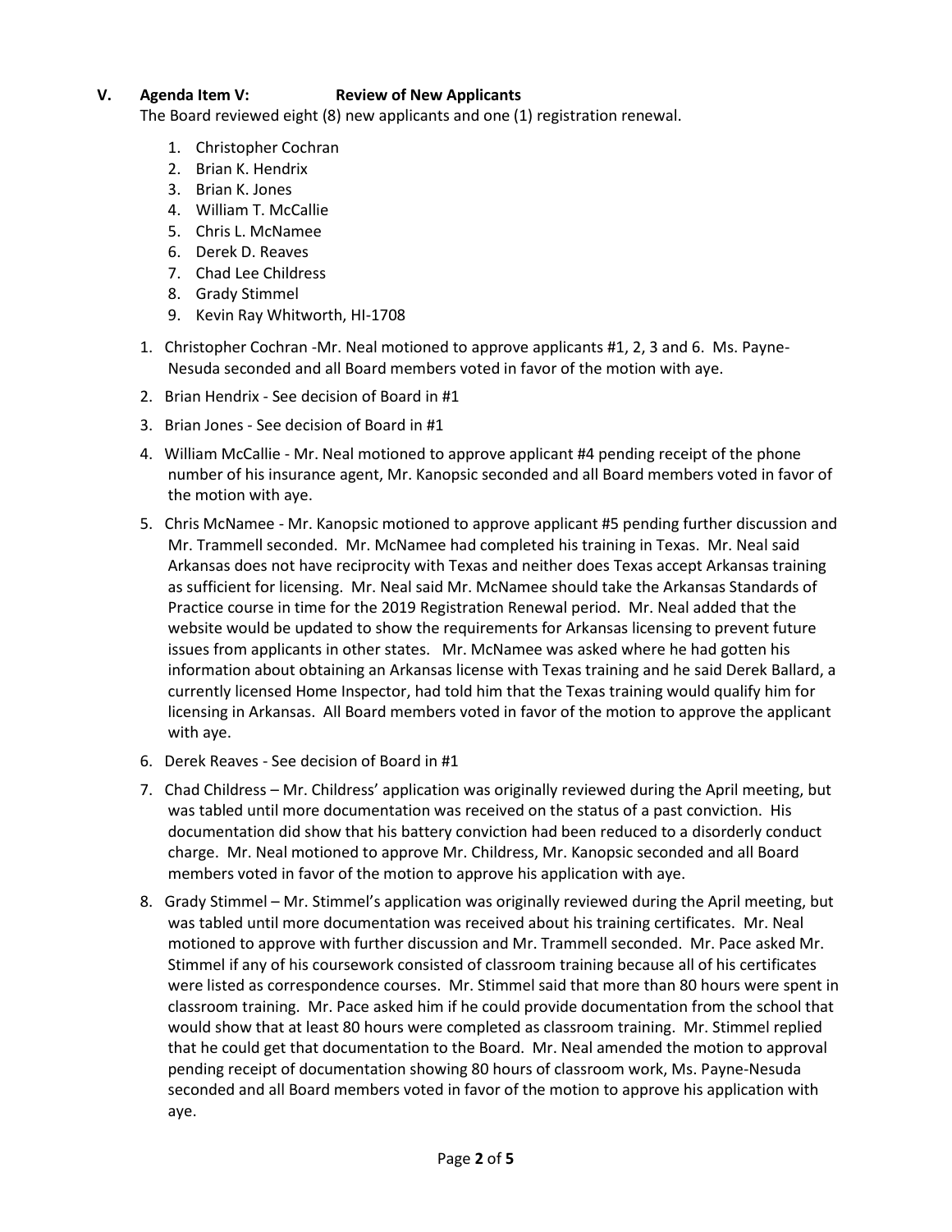## V. Agenda Item V: Review of New Applicants

The Board reviewed eight (8) new applicants and one (1) registration renewal.

1. Christopher Cochran
2. Brian K. Hendrix
3. Brian K. Jones
4. William T. McCallie
5. Chris L. McNamee
6. Derek D. Reaves
7. Chad Lee Childress
8. Grady Stimmel
9. Kevin Ray Whitworth, HI-1708

1. Christopher Cochran -Mr. Neal motioned to approve applicants #1, 2, 3 and 6. Ms. Payne-Nesuda seconded and all Board members voted in favor of the motion with aye.
2. Brian Hendrix - See decision of Board in #1
3. Brian Jones - See decision of Board in #1
4. William McCallie - Mr. Neal motioned to approve applicant #4 pending receipt of the phone number of his insurance agent, Mr. Kanopsic seconded and all Board members voted in favor of the motion with aye.
5. Chris McNamee - Mr. Kanopsic motioned to approve applicant #5 pending further discussion and Mr. Trammell seconded. Mr. McNamee had completed his training in Texas. Mr. Neal said Arkansas does not have reciprocity with Texas and neither does Texas accept Arkansas training as sufficient for licensing. Mr. Neal said Mr. McNamee should take the Arkansas Standards of Practice course in time for the 2019 Registration Renewal period. Mr. Neal added that the website would be updated to show the requirements for Arkansas licensing to prevent future issues from applicants in other states. Mr. McNamee was asked where he had gotten his information about obtaining an Arkansas license with Texas training and he said Derek Ballard, a currently licensed Home Inspector, had told him that the Texas training would qualify him for licensing in Arkansas. All Board members voted in favor of the motion to approve the applicant with aye.
6. Derek Reaves - See decision of Board in #1
7. Chad Childress – Mr. Childress' application was originally reviewed during the April meeting, but was tabled until more documentation was received on the status of a past conviction. His documentation did show that his battery conviction had been reduced to a disorderly conduct charge. Mr. Neal motioned to approve Mr. Childress, Mr. Kanopsic seconded and all Board members voted in favor of the motion to approve his application with aye.
8. Grady Stimmel – Mr. Stimmel's application was originally reviewed during the April meeting, but was tabled until more documentation was received about his training certificates. Mr. Neal motioned to approve with further discussion and Mr. Trammell seconded. Mr. Pace asked Mr. Stimmel if any of his coursework consisted of classroom training because all of his certificates were listed as correspondence courses. Mr. Stimmel said that more than 80 hours were spent in classroom training. Mr. Pace asked him if he could provide documentation from the school that would show that at least 80 hours were completed as classroom training. Mr. Stimmel replied that he could get that documentation to the Board. Mr. Neal amended the motion to approval pending receipt of documentation showing 80 hours of classroom work, Ms. Payne-Nesuda seconded and all Board members voted in favor of the motion to approve his application with aye.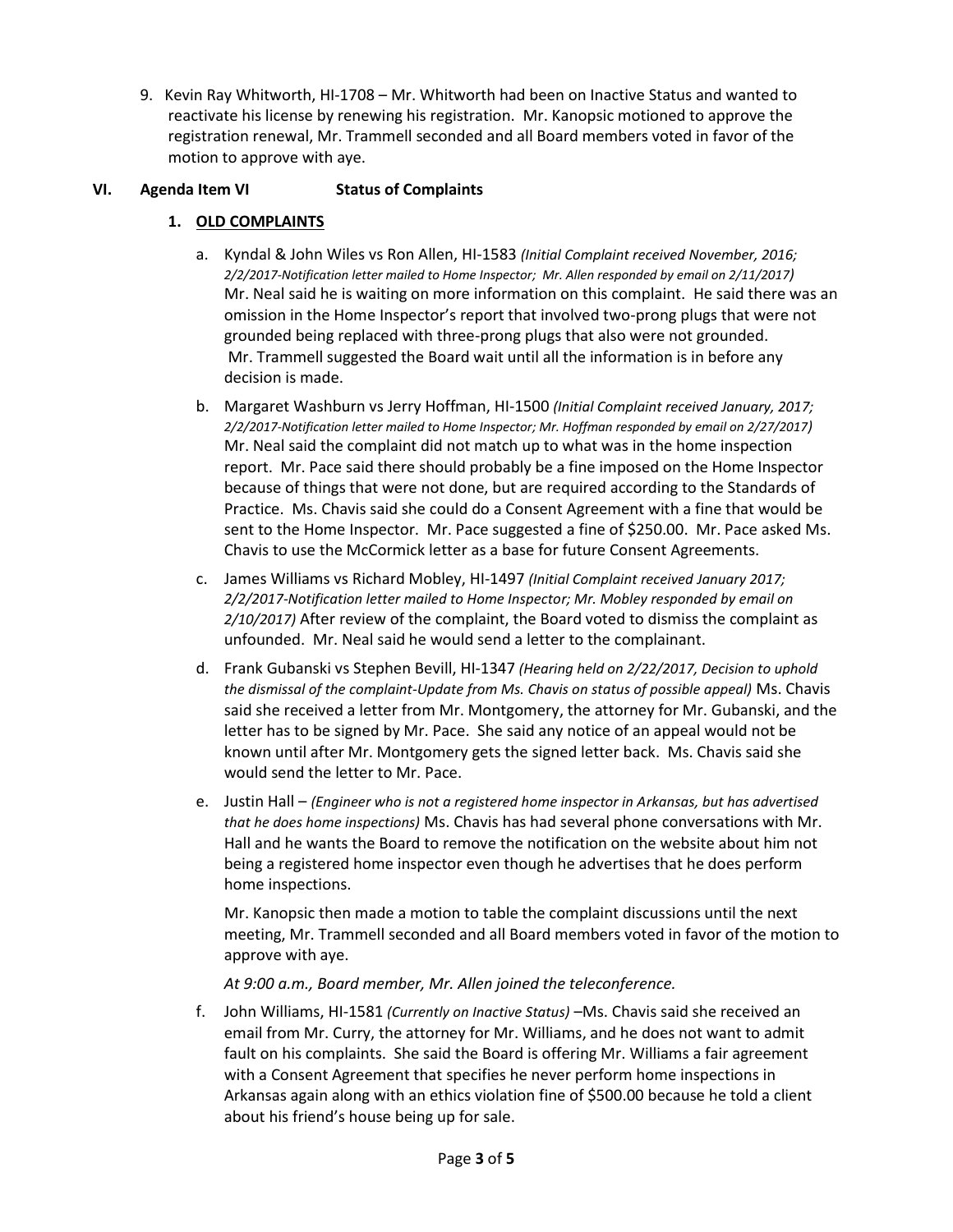9. Kevin Ray Whitworth, HI-1708 – Mr. Whitworth had been on Inactive Status and wanted to reactivate his license by renewing his registration. Mr. Kanopsic motioned to approve the registration renewal, Mr. Trammell seconded and all Board members voted in favor of the motion to approve with aye.

## VI. Agenda Item VI Status of Complaints

### 1. OLD COMPLAINTS

a. Kyndal & John Wiles vs Ron Allen, HI-1583 *(Initial Complaint received November, 2016; 2/2/2017-Notification letter mailed to Home Inspector; Mr. Allen responded by email on 2/11/2017)* Mr. Neal said he is waiting on more information on this complaint. He said there was an omission in the Home Inspector's report that involved two-prong plugs that were not grounded being replaced with three-prong plugs that also were not grounded. Mr. Trammell suggested the Board wait until all the information is in before any decision is made.

b. Margaret Washburn vs Jerry Hoffman, HI-1500 *(Initial Complaint received January, 2017; 2/2/2017-Notification letter mailed to Home Inspector; Mr. Hoffman responded by email on 2/27/2017)* Mr. Neal said the complaint did not match up to what was in the home inspection report. Mr. Pace said there should probably be a fine imposed on the Home Inspector because of things that were not done, but are required according to the Standards of Practice. Ms. Chavis said she could do a Consent Agreement with a fine that would be sent to the Home Inspector. Mr. Pace suggested a fine of $250.00. Mr. Pace asked Ms. Chavis to use the McCormick letter as a base for future Consent Agreements.

c. James Williams vs Richard Mobley, HI-1497 *(Initial Complaint received January 2017; 2/2/2017-Notification letter mailed to Home Inspector; Mr. Mobley responded by email on 2/10/2017)* After review of the complaint, the Board voted to dismiss the complaint as unfounded. Mr. Neal said he would send a letter to the complainant.

d. Frank Gubanski vs Stephen Bevill, HI-1347 *(Hearing held on 2/22/2017, Decision to uphold the dismissal of the complaint-Update from Ms. Chavis on status of possible appeal)* Ms. Chavis said she received a letter from Mr. Montgomery, the attorney for Mr. Gubanski, and the letter has to be signed by Mr. Pace. She said any notice of an appeal would not be known until after Mr. Montgomery gets the signed letter back. Ms. Chavis said she would send the letter to Mr. Pace.

e. Justin Hall – *(Engineer who is not a registered home inspector in Arkansas, but has advertised that he does home inspections)* Ms. Chavis has had several phone conversations with Mr. Hall and he wants the Board to remove the notification on the website about him not being a registered home inspector even though he advertises that he does perform home inspections.

   Mr. Kanopsic then made a motion to table the complaint discussions until the next meeting, Mr. Trammell seconded and all Board members voted in favor of the motion to approve with aye.

   *At 9:00 a.m., Board member, Mr. Allen joined the teleconference.*

f. John Williams, HI-1581 *(Currently on Inactive Status)* –Ms. Chavis said she received an email from Mr. Curry, the attorney for Mr. Williams, and he does not want to admit fault on his complaints. She said the Board is offering Mr. Williams a fair agreement with a Consent Agreement that specifies he never perform home inspections in Arkansas again along with an ethics violation fine of $500.00 because he told a client about his friend's house being up for sale.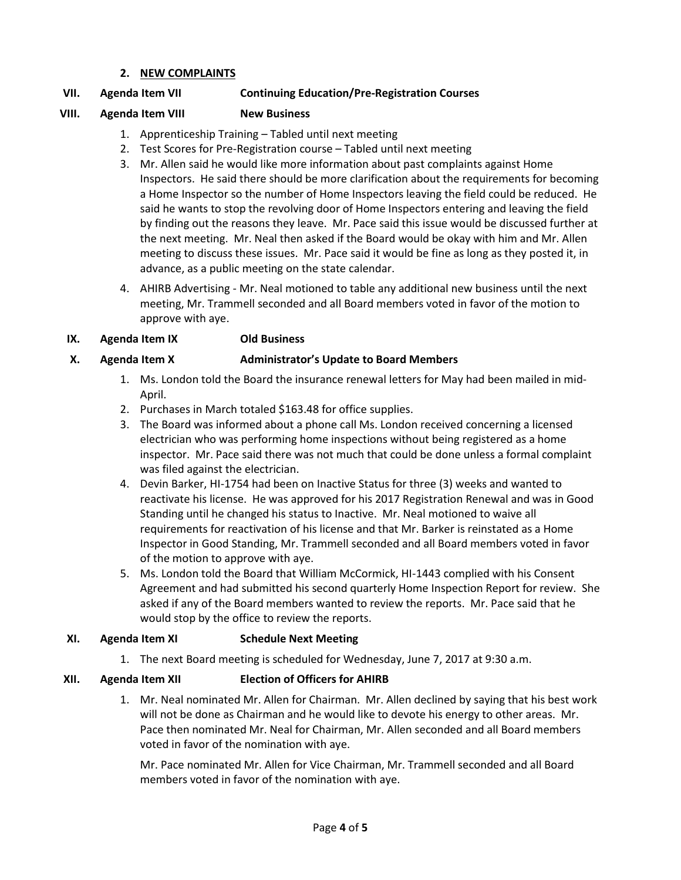2. **NEW COMPLAINTS**

**VII. Agenda Item VII Continuing Education/Pre-Registration Courses**

**VIII. Agenda Item VIII New Business**

1. Apprenticeship Training – Tabled until next meeting
2. Test Scores for Pre-Registration course – Tabled until next meeting
3. Mr. Allen said he would like more information about past complaints against Home Inspectors. He said there should be more clarification about the requirements for becoming a Home Inspector so the number of Home Inspectors leaving the field could be reduced. He said he wants to stop the revolving door of Home Inspectors entering and leaving the field by finding out the reasons they leave. Mr. Pace said this issue would be discussed further at the next meeting. Mr. Neal then asked if the Board would be okay with him and Mr. Allen meeting to discuss these issues. Mr. Pace said it would be fine as long as they posted it, in advance, as a public meeting on the state calendar.
4. AHIRB Advertising - Mr. Neal motioned to table any additional new business until the next meeting, Mr. Trammell seconded and all Board members voted in favor of the motion to approve with aye.

**IX. Agenda Item IX Old Business**

**X. Agenda Item X Administrator's Update to Board Members**

1. Ms. London told the Board the insurance renewal letters for May had been mailed in mid-April.
2. Purchases in March totaled $163.48 for office supplies.
3. The Board was informed about a phone call Ms. London received concerning a licensed electrician who was performing home inspections without being registered as a home inspector. Mr. Pace said there was not much that could be done unless a formal complaint was filed against the electrician.
4. Devin Barker, HI-1754 had been on Inactive Status for three (3) weeks and wanted to reactivate his license. He was approved for his 2017 Registration Renewal and was in Good Standing until he changed his status to Inactive. Mr. Neal motioned to waive all requirements for reactivation of his license and that Mr. Barker is reinstated as a Home Inspector in Good Standing, Mr. Trammell seconded and all Board members voted in favor of the motion to approve with aye.
5. Ms. London told the Board that William McCormick, HI-1443 complied with his Consent Agreement and had submitted his second quarterly Home Inspection Report for review. She asked if any of the Board members wanted to review the reports. Mr. Pace said that he would stop by the office to review the reports.

**XI. Agenda Item XI Schedule Next Meeting**

1. The next Board meeting is scheduled for Wednesday, June 7, 2017 at 9:30 a.m.

**XII. Agenda Item XII Election of Officers for AHIRB**

1. Mr. Neal nominated Mr. Allen for Chairman. Mr. Allen declined by saying that his best work will not be done as Chairman and he would like to devote his energy to other areas. Mr. Pace then nominated Mr. Neal for Chairman, Mr. Allen seconded and all Board members voted in favor of the nomination with aye.

   Mr. Pace nominated Mr. Allen for Vice Chairman, Mr. Trammell seconded and all Board members voted in favor of the nomination with aye.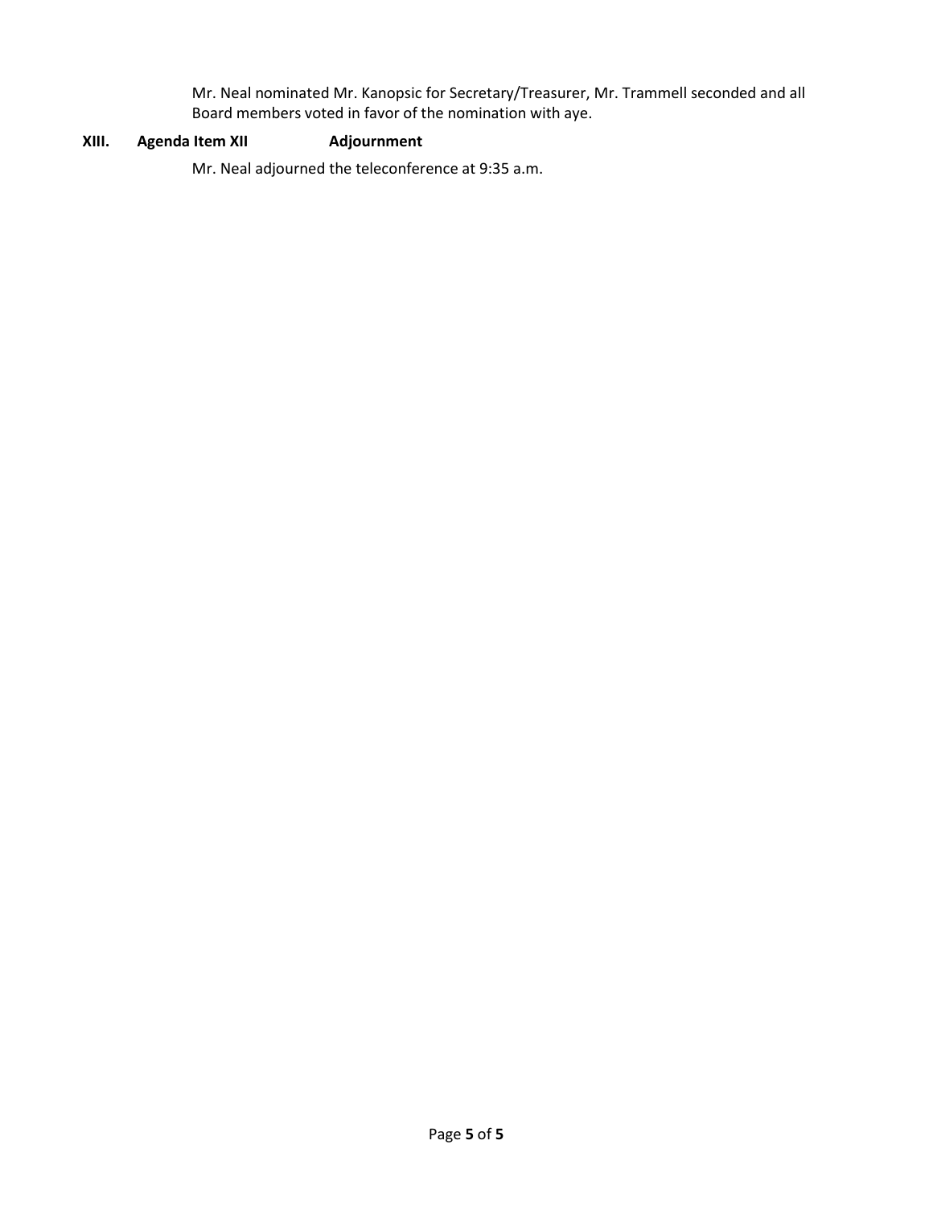Mr. Neal nominated Mr. Kanopsic for Secretary/Treasurer, Mr. Trammell seconded and all Board members voted in favor of the nomination with aye.

## XIII. Agenda Item XII Adjournment

Mr. Neal adjourned the teleconference at 9:35 a.m.